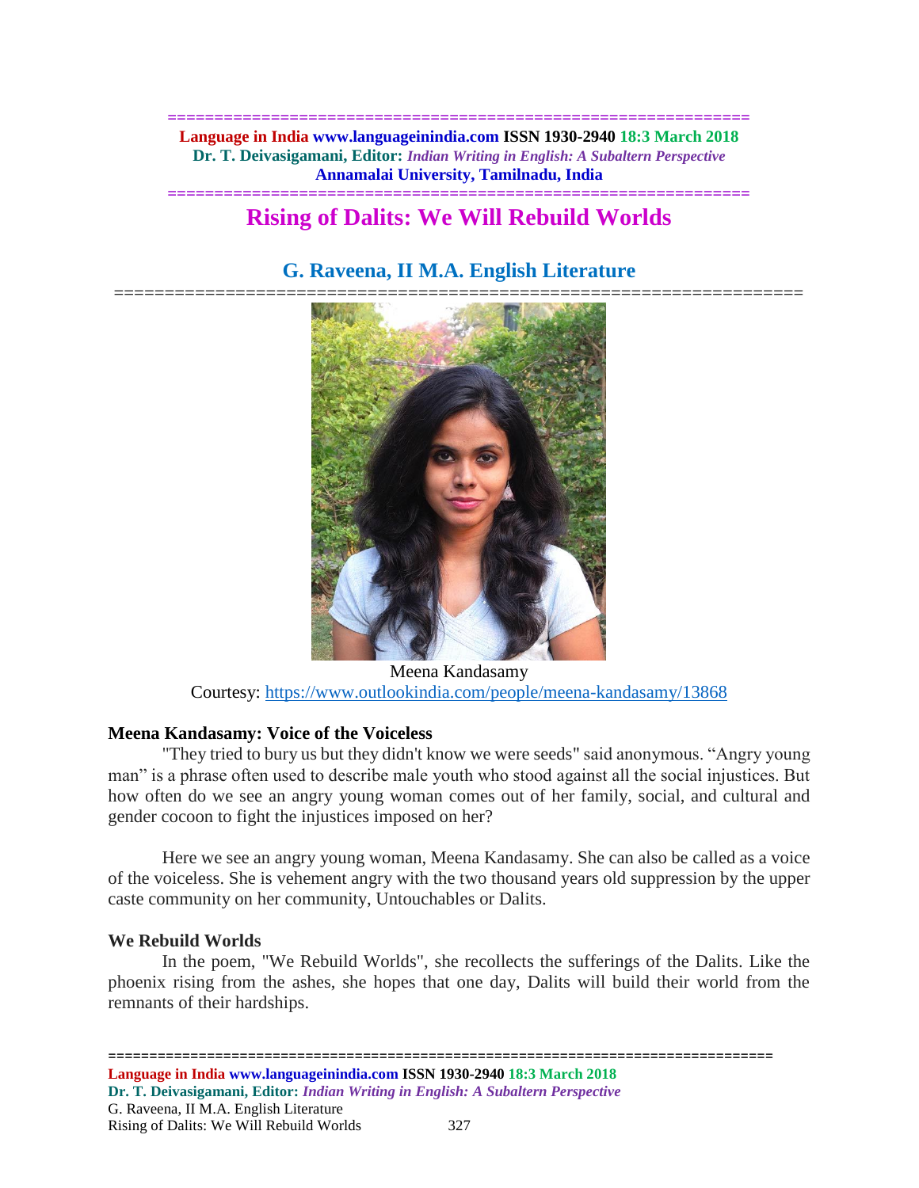# Rising of Dalits: We Will Rebuild Worlds

## G. Raveena, II M.A. English Literature

Meena Kandasamy
Courtesy: https://www.outlookindia.com/people/meena-kandasamy/13868

### Meena Kandasamy: Voice of the Voiceless

"They tried to bury us but they didn't know we were seeds" said anonymous. "Angry young man" is a phrase often used to describe male youth who stood against all the social injustices. But how often do we see an angry young woman comes out of her family, social, and cultural and gender cocoon to fight the injustices imposed on her?

Here we see an angry young woman, Meena Kandasamy. She can also be called as a voice of the voiceless. She is vehement angry with the two thousand years old suppression by the upper caste community on her community, Untouchables or Dalits.

### We Rebuild Worlds

In the poem, "We Rebuild Worlds", she recollects the sufferings of the Dalits. Like the phoenix rising from the ashes, she hopes that one day, Dalits will build their world from the remnants of their hardships.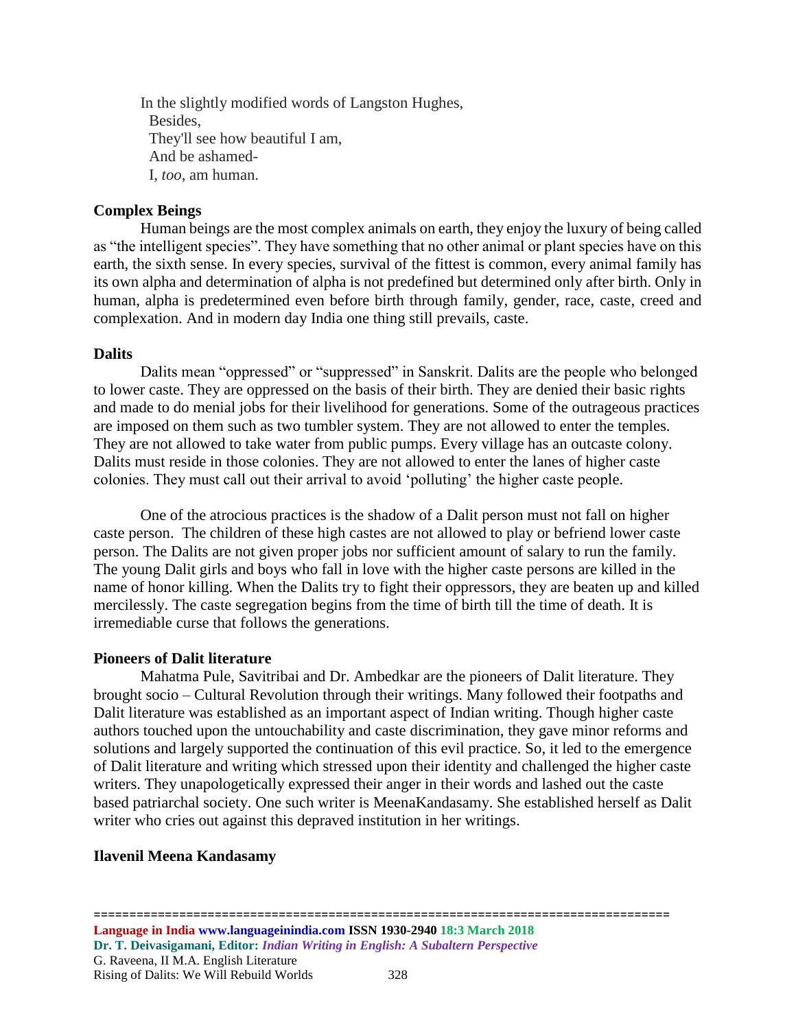In the slightly modified words of Langston Hughes,

Besides,  
They'll see how beautiful I am,  
And be ashamed-  
I, *too*, am human.

**Complex Beings**

Human beings are the most complex animals on earth, they enjoy the luxury of being called as "the intelligent species". They have something that no other animal or plant species have on this earth, the sixth sense. In every species, survival of the fittest is common, every animal family has its own alpha and determination of alpha is not predefined but determined only after birth. Only in human, alpha is predetermined even before birth through family, gender, race, caste, creed and complexation. And in modern day India one thing still prevails, caste.

**Dalits**

Dalits mean "oppressed" or "suppressed" in Sanskrit. Dalits are the people who belonged to lower caste. They are oppressed on the basis of their birth. They are denied their basic rights and made to do menial jobs for their livelihood for generations. Some of the outrageous practices are imposed on them such as two tumbler system. They are not allowed to enter the temples. They are not allowed to take water from public pumps. Every village has an outcaste colony. Dalits must reside in those colonies. They are not allowed to enter the lanes of higher caste colonies. They must call out their arrival to avoid 'polluting' the higher caste people.

One of the atrocious practices is the shadow of a Dalit person must not fall on higher caste person. The children of these high castes are not allowed to play or befriend lower caste person. The Dalits are not given proper jobs nor sufficient amount of salary to run the family. The young Dalit girls and boys who fall in love with the higher caste persons are killed in the name of honor killing. When the Dalits try to fight their oppressors, they are beaten up and killed mercilessly. The caste segregation begins from the time of birth till the time of death. It is irremediable curse that follows the generations.

**Pioneers of Dalit literature**

Mahatma Pule, Savitribai and Dr. Ambedkar are the pioneers of Dalit literature. They brought socio – Cultural Revolution through their writings. Many followed their footpaths and Dalit literature was established as an important aspect of Indian writing. Though higher caste authors touched upon the untouchability and caste discrimination, they gave minor reforms and solutions and largely supported the continuation of this evil practice. So, it led to the emergence of Dalit literature and writing which stressed upon their identity and challenged the higher caste writers. They unapologetically expressed their anger in their words and lashed out the caste based patriarchal society. One such writer is MeenaKandasamy. She established herself as Dalit writer who cries out against this depraved institution in her writings.

**Ilavenil Meena Kandasamy**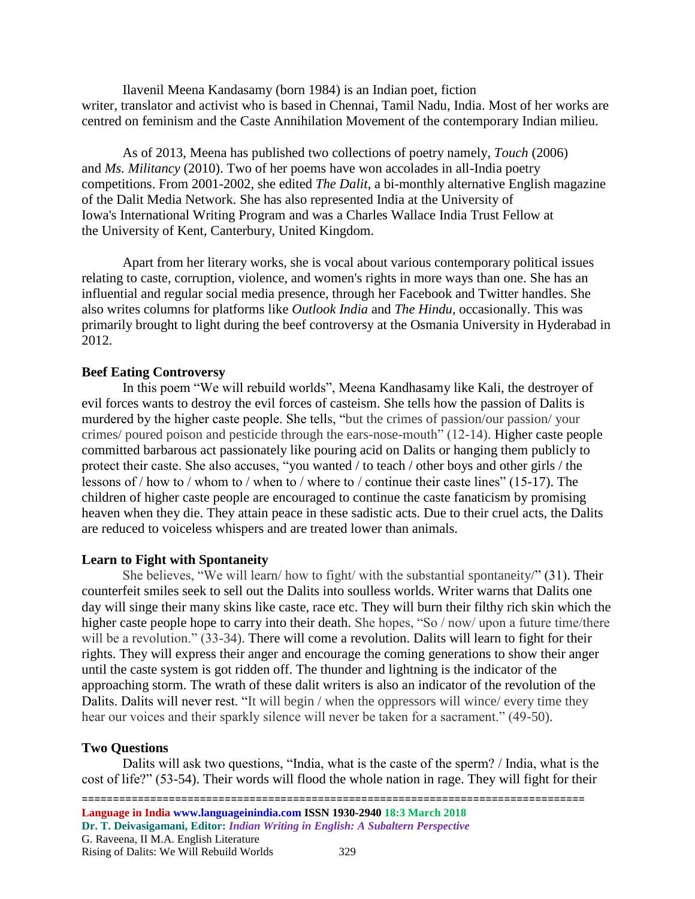Ilavenil Meena Kandasamy (born 1984) is an Indian poet, fiction writer, translator and activist who is based in Chennai, Tamil Nadu, India. Most of her works are centred on feminism and the Caste Annihilation Movement of the contemporary Indian milieu.

As of 2013, Meena has published two collections of poetry namely, *Touch* (2006) and *Ms. Militancy* (2010). Two of her poems have won accolades in all-India poetry competitions. From 2001-2002, she edited *The Dalit,* a bi-monthly alternative English magazine of the Dalit Media Network. She has also represented India at the University of Iowa's International Writing Program and was a Charles Wallace India Trust Fellow at the University of Kent, Canterbury, United Kingdom.

Apart from her literary works, she is vocal about various contemporary political issues relating to caste, corruption, violence, and women's rights in more ways than one. She has an influential and regular social media presence, through her Facebook and Twitter handles. She also writes columns for platforms like *Outlook India* and *The Hindu*, occasionally. This was primarily brought to light during the beef controversy at the Osmania University in Hyderabad in 2012.

**Beef Eating Controversy**

In this poem "We will rebuild worlds", Meena Kandhasamy like Kali, the destroyer of evil forces wants to destroy the evil forces of casteism. She tells how the passion of Dalits is murdered by the higher caste people. She tells, "but the crimes of passion/our passion/ your crimes/ poured poison and pesticide through the ears-nose-mouth" (12-14). Higher caste people committed barbarous act passionately like pouring acid on Dalits or hanging them publicly to protect their caste. She also accuses, "you wanted / to teach / other boys and other girls / the lessons of / how to / whom to / when to / where to / continue their caste lines" (15-17). The children of higher caste people are encouraged to continue the caste fanaticism by promising heaven when they die. They attain peace in these sadistic acts. Due to their cruel acts, the Dalits are reduced to voiceless whispers and are treated lower than animals.

**Learn to Fight with Spontaneity**

She believes, "We will learn/ how to fight/ with the substantial spontaneity/" (31). Their counterfeit smiles seek to sell out the Dalits into soulless worlds. Writer warns that Dalits one day will singe their many skins like caste, race etc. They will burn their filthy rich skin which the higher caste people hope to carry into their death. She hopes, "So / now/ upon a future time/there will be a revolution." (33-34). There will come a revolution. Dalits will learn to fight for their rights. They will express their anger and encourage the coming generations to show their anger until the caste system is got ridden off. The thunder and lightning is the indicator of the approaching storm. The wrath of these dalit writers is also an indicator of the revolution of the Dalits. Dalits will never rest. "It will begin / when the oppressors will wince/ every time they hear our voices and their sparkly silence will never be taken for a sacrament." (49-50).

**Two Questions**

Dalits will ask two questions, "India, what is the caste of the sperm? / India, what is the cost of life?" (53-54). Their words will flood the whole nation in rage. They will fight for their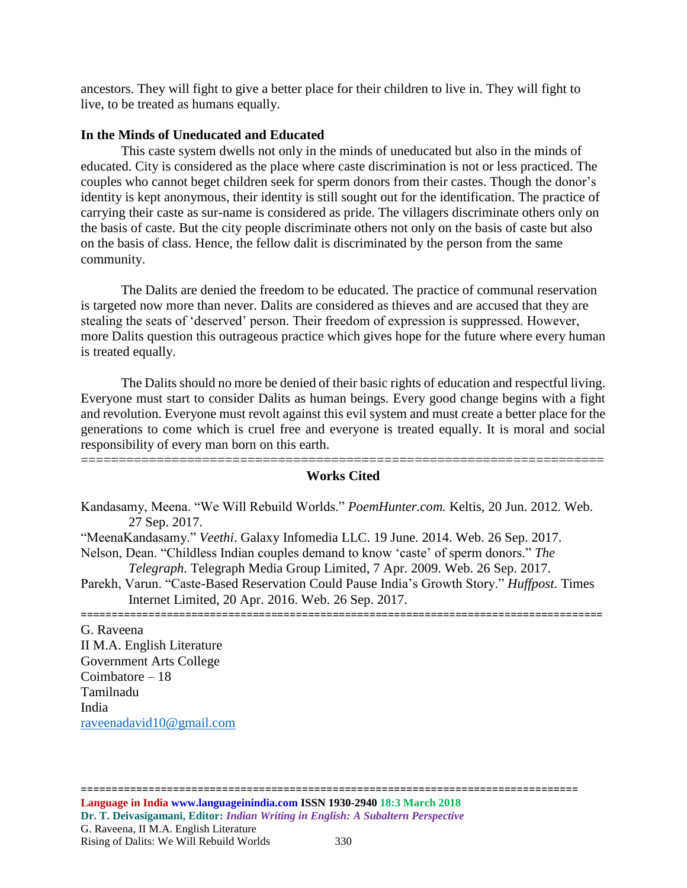ancestors. They will fight to give a better place for their children to live in. They will fight to live, to be treated as humans equally.

### In the Minds of Uneducated and Educated

This caste system dwells not only in the minds of uneducated but also in the minds of educated. City is considered as the place where caste discrimination is not or less practiced. The couples who cannot beget children seek for sperm donors from their castes. Though the donor's identity is kept anonymous, their identity is still sought out for the identification. The practice of carrying their caste as sur-name is considered as pride. The villagers discriminate others only on the basis of caste. But the city people discriminate others not only on the basis of caste but also on the basis of class. Hence, the fellow dalit is discriminated by the person from the same community.

The Dalits are denied the freedom to be educated. The practice of communal reservation is targeted now more than never. Dalits are considered as thieves and are accused that they are stealing the seats of 'deserved' person. Their freedom of expression is suppressed. However, more Dalits question this outrageous practice which gives hope for the future where every human is treated equally.

The Dalits should no more be denied of their basic rights of education and respectful living. Everyone must start to consider Dalits as human beings. Every good change begins with a fight and revolution. Everyone must revolt against this evil system and must create a better place for the generations to come which is cruel free and everyone is treated equally. It is moral and social responsibility of every man born on this earth.

==================================================================

### Works Cited

Kandasamy, Meena. "We Will Rebuild Worlds." *PoemHunter.com.* Keltis, 20 Jun. 2012. Web. 27 Sep. 2017.

"MeenaKandasamy." *Veethi*. Galaxy Infomedia LLC. 19 June. 2014. Web. 26 Sep. 2017.

Nelson, Dean. "Childless Indian couples demand to know 'caste' of sperm donors." *The Telegraph.* Telegraph Media Group Limited, 7 Apr. 2009. Web. 26 Sep. 2017.

Parekh, Varun. "Caste-Based Reservation Could Pause India's Growth Story." *Huffpost*. Times Internet Limited, 20 Apr. 2016. Web. 26 Sep. 2017.

==================================================================

G. Raveena
II M.A. English Literature
Government Arts College
Coimbatore – 18
Tamilnadu
India
raveenadavid10@gmail.com